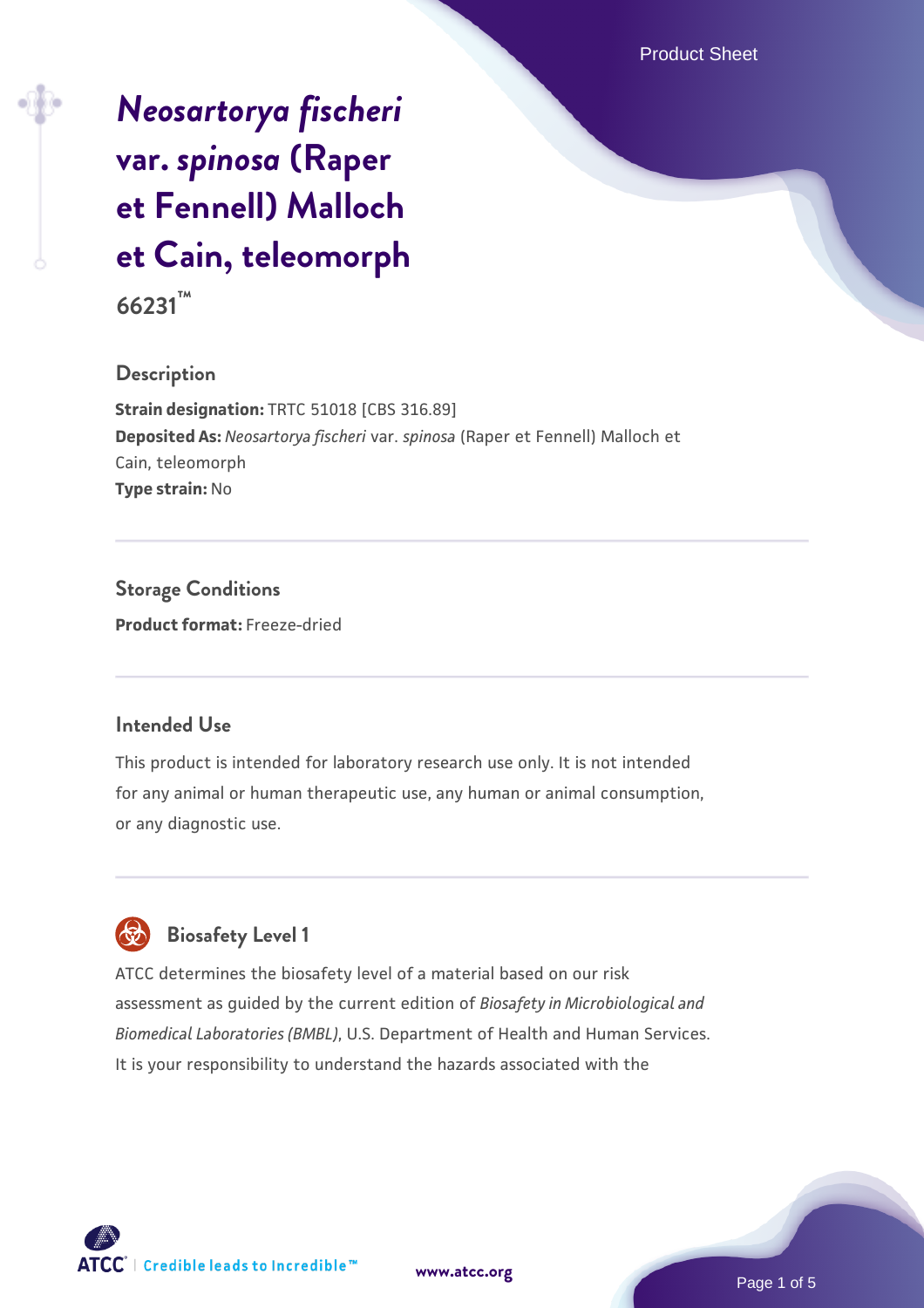# *Neosartorya fischeri* var. *spinosa* (Raper et Fennell) Malloch et Cain, teleomorph

**66231™**

## Description

**Strain designation:** TRTC 51018 [CBS 316.89]
**Deposited As:** *Neosartorya fischeri* var. *spinosa* (Raper et Fennell) Malloch et Cain, teleomorph
**Type strain:** No

## Storage Conditions

**Product format:** Freeze-dried

## Intended Use

This product is intended for laboratory research use only. It is not intended for any animal or human therapeutic use, any human or animal consumption, or any diagnostic use.

## Biosafety Level 1

ATCC determines the biosafety level of a material based on our risk assessment as guided by the current edition of *Biosafety in Microbiological and Biomedical Laboratories (BMBL)*, U.S. Department of Health and Human Services. It is your responsibility to understand the hazards associated with the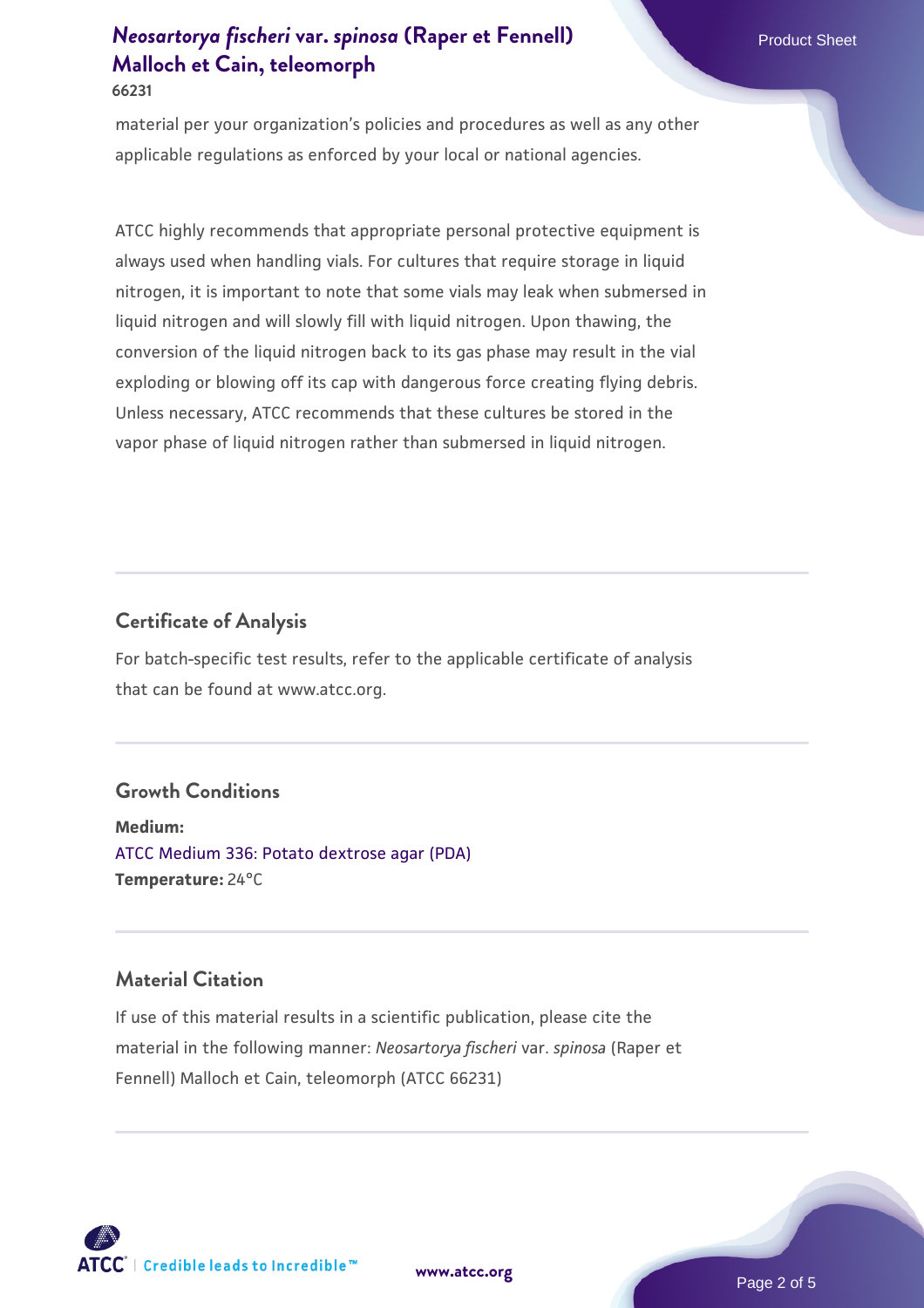material per your organization's policies and procedures as well as any other applicable regulations as enforced by your local or national agencies.

ATCC highly recommends that appropriate personal protective equipment is always used when handling vials. For cultures that require storage in liquid nitrogen, it is important to note that some vials may leak when submersed in liquid nitrogen and will slowly fill with liquid nitrogen. Upon thawing, the conversion of the liquid nitrogen back to its gas phase may result in the vial exploding or blowing off its cap with dangerous force creating flying debris. Unless necessary, ATCC recommends that these cultures be stored in the vapor phase of liquid nitrogen rather than submersed in liquid nitrogen.

## Certificate of Analysis

For batch-specific test results, refer to the applicable certificate of analysis that can be found at www.atcc.org.

## Growth Conditions

**Medium:**
ATCC Medium 336: Potato dextrose agar (PDA)
**Temperature:** 24°C

## Material Citation

If use of this material results in a scientific publication, please cite the material in the following manner: *Neosartorya fischeri* var. *spinosa* (Raper et Fennell) Malloch et Cain, teleomorph (ATCC 66231)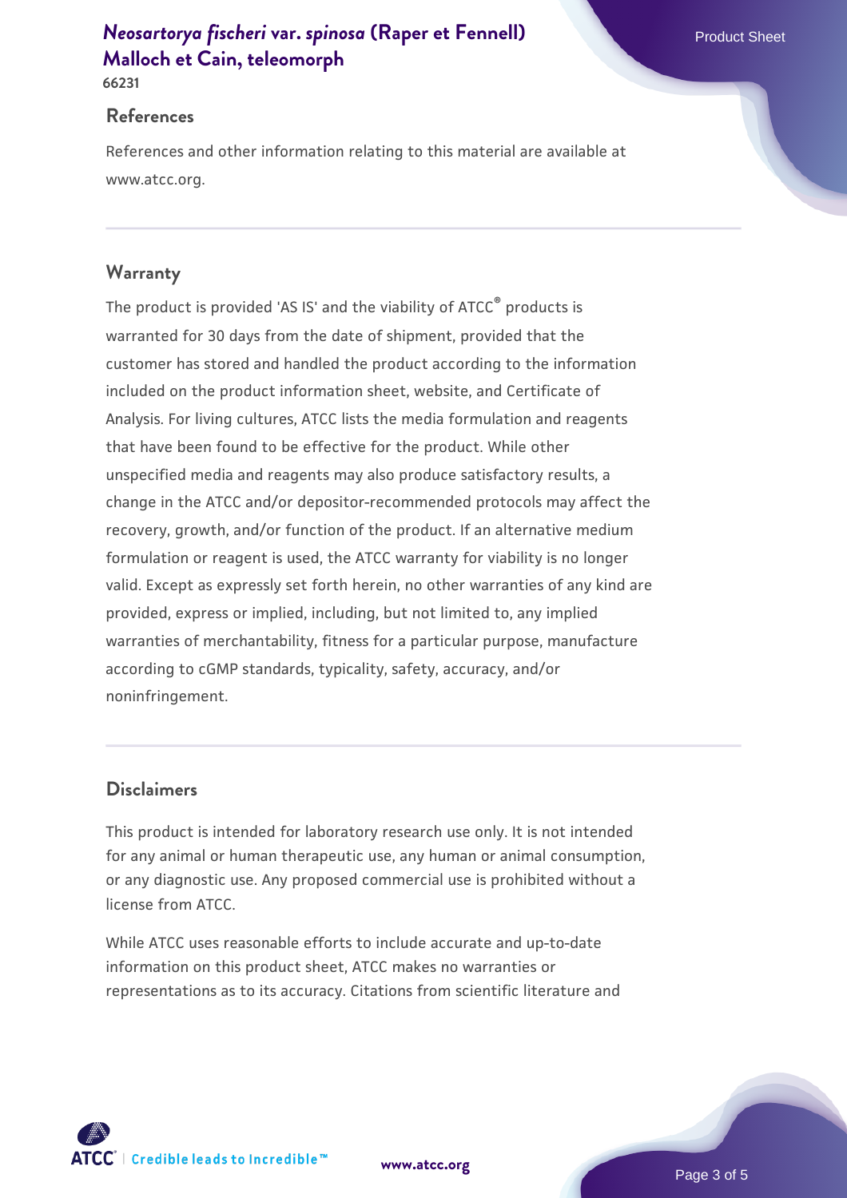## References

References and other information relating to this material are available at www.atcc.org.

## Warranty

The product is provided 'AS IS' and the viability of ATCC® products is warranted for 30 days from the date of shipment, provided that the customer has stored and handled the product according to the information included on the product information sheet, website, and Certificate of Analysis. For living cultures, ATCC lists the media formulation and reagents that have been found to be effective for the product. While other unspecified media and reagents may also produce satisfactory results, a change in the ATCC and/or depositor-recommended protocols may affect the recovery, growth, and/or function of the product. If an alternative medium formulation or reagent is used, the ATCC warranty for viability is no longer valid. Except as expressly set forth herein, no other warranties of any kind are provided, express or implied, including, but not limited to, any implied warranties of merchantability, fitness for a particular purpose, manufacture according to cGMP standards, typicality, safety, accuracy, and/or noninfringement.

## Disclaimers

This product is intended for laboratory research use only. It is not intended for any animal or human therapeutic use, any human or animal consumption, or any diagnostic use. Any proposed commercial use is prohibited without a license from ATCC.

While ATCC uses reasonable efforts to include accurate and up-to-date information on this product sheet, ATCC makes no warranties or representations as to its accuracy. Citations from scientific literature and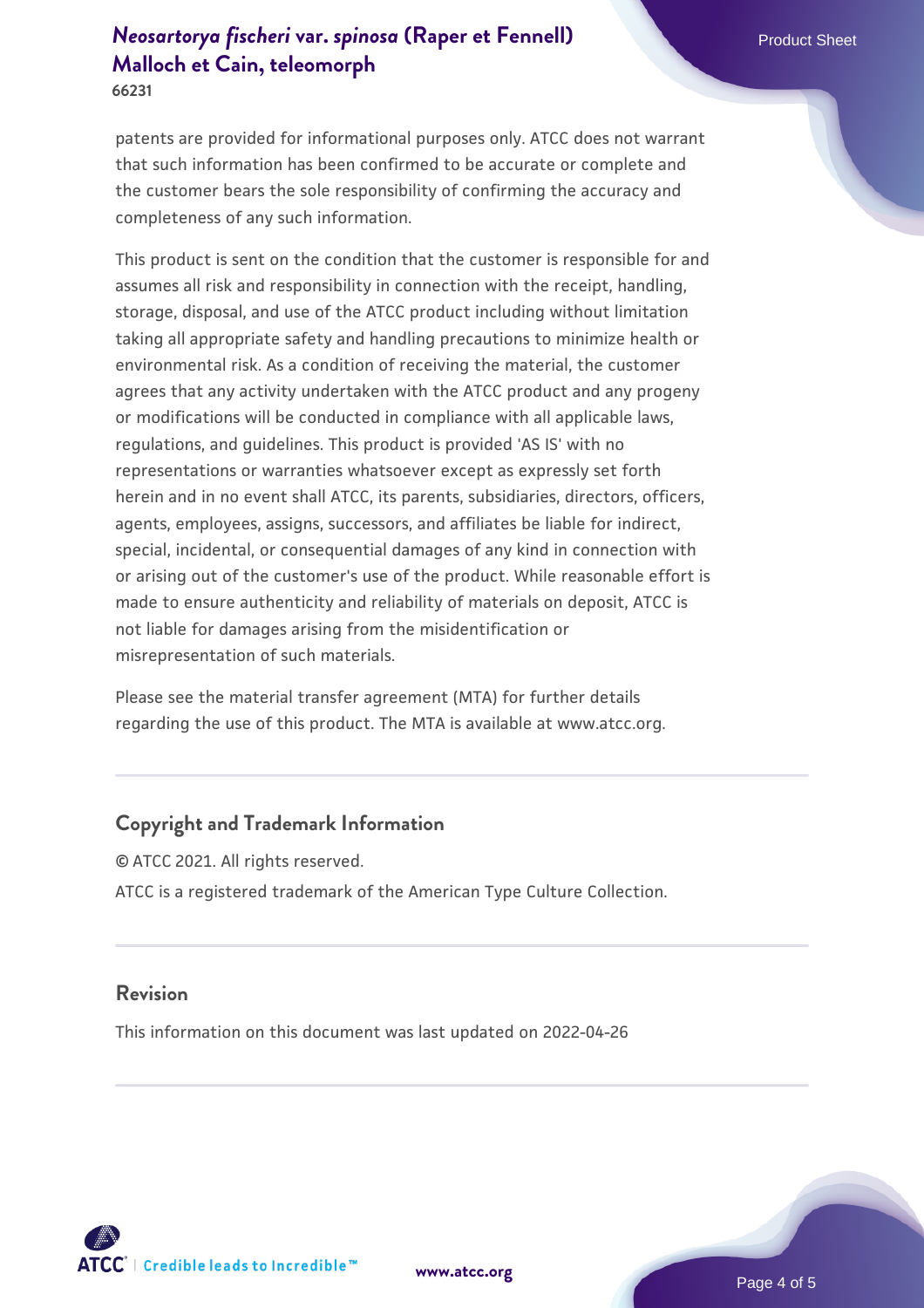patents are provided for informational purposes only. ATCC does not warrant that such information has been confirmed to be accurate or complete and the customer bears the sole responsibility of confirming the accuracy and completeness of any such information.

This product is sent on the condition that the customer is responsible for and assumes all risk and responsibility in connection with the receipt, handling, storage, disposal, and use of the ATCC product including without limitation taking all appropriate safety and handling precautions to minimize health or environmental risk. As a condition of receiving the material, the customer agrees that any activity undertaken with the ATCC product and any progeny or modifications will be conducted in compliance with all applicable laws, regulations, and guidelines. This product is provided 'AS IS' with no representations or warranties whatsoever except as expressly set forth herein and in no event shall ATCC, its parents, subsidiaries, directors, officers, agents, employees, assigns, successors, and affiliates be liable for indirect, special, incidental, or consequential damages of any kind in connection with or arising out of the customer's use of the product. While reasonable effort is made to ensure authenticity and reliability of materials on deposit, ATCC is not liable for damages arising from the misidentification or misrepresentation of such materials.

Please see the material transfer agreement (MTA) for further details regarding the use of this product. The MTA is available at www.atcc.org.

## Copyright and Trademark Information

© ATCC 2021. All rights reserved.

ATCC is a registered trademark of the American Type Culture Collection.

## Revision

This information on this document was last updated on 2022-04-26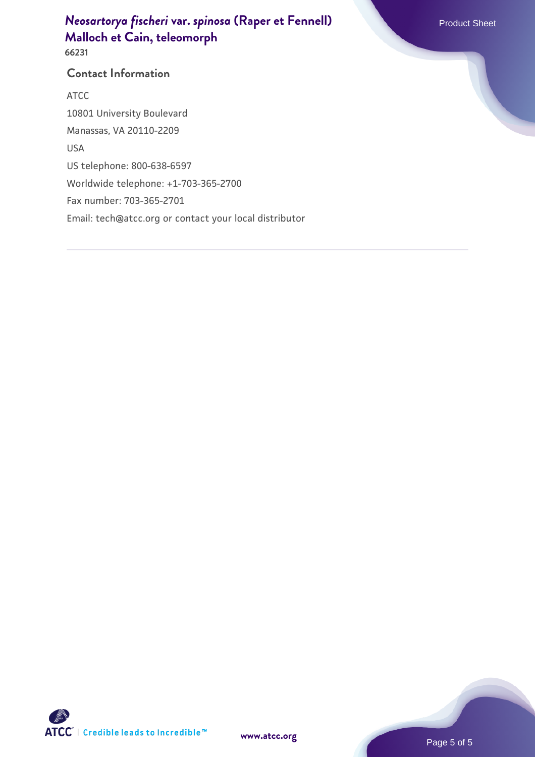## Contact Information

ATCC

10801 University Boulevard

Manassas, VA 20110-2209

USA

US telephone: 800-638-6597

Worldwide telephone: +1-703-365-2700

Fax number: 703-365-2701

Email: tech@atcc.org or contact your local distributor